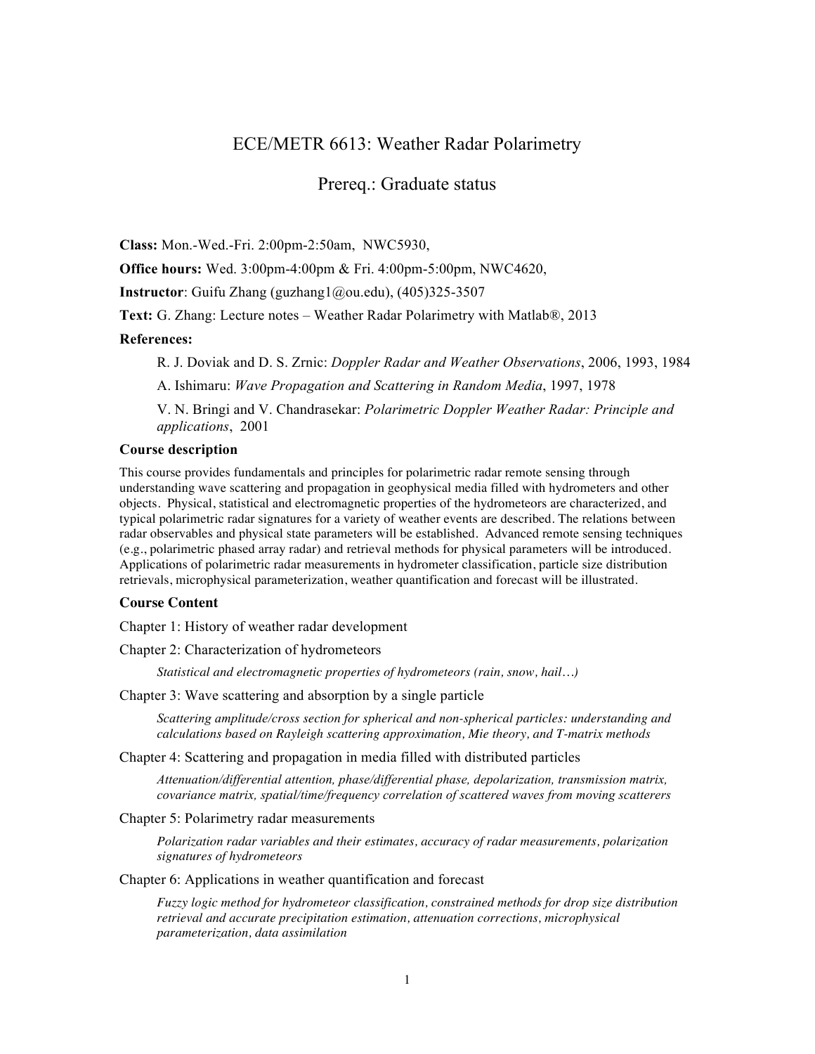# ECE/METR 6613: Weather Radar Polarimetry

## Prereq.: Graduate status

**Class:** Mon.-Wed.-Fri. 2:00pm-2:50am, NWC5930,

**Office hours:** Wed. 3:00pm-4:00pm & Fri. 4:00pm-5:00pm, NWC4620,

**Instructor**: Guifu Zhang (guzhang1@ou.edu), (405)325-3507

**Text:** G. Zhang: Lecture notes – Weather Radar Polarimetry with Matlab®, 2013

**References:**

R. J. Doviak and D. S. Zrnic: *Doppler Radar and Weather Observations*, 2006, 1993, 1984

A. Ishimaru: *Wave Propagation and Scattering in Random Media*, 1997, 1978

V. N. Bringi and V. Chandrasekar: *Polarimetric Doppler Weather Radar: Principle and applications*, 2001

**Course description**

This course provides fundamentals and principles for polarimetric radar remote sensing through understanding wave scattering and propagation in geophysical media filled with hydrometers and other objects. Physical, statistical and electromagnetic properties of the hydrometeors are characterized, and typical polarimetric radar signatures for a variety of weather events are described. The relations between radar observables and physical state parameters will be established. Advanced remote sensing techniques (e.g., polarimetric phased array radar) and retrieval methods for physical parameters will be introduced. Applications of polarimetric radar measurements in hydrometer classification, particle size distribution retrievals, microphysical parameterization, weather quantification and forecast will be illustrated.

**Course Content**

Chapter 1: History of weather radar development

Chapter 2: Characterization of hydrometeors

*Statistical and electromagnetic properties of hydrometeors (rain, snow, hail…)*

Chapter 3: Wave scattering and absorption by a single particle

*Scattering amplitude/cross section for spherical and non-spherical particles: understanding and calculations based on Rayleigh scattering approximation, Mie theory, and T-matrix methods*

Chapter 4: Scattering and propagation in media filled with distributed particles

*Attenuation/differential attention, phase/differential phase, depolarization, transmission matrix, covariance matrix, spatial/time/frequency correlation of scattered waves from moving scatterers*

Chapter 5: Polarimetry radar measurements

*Polarization radar variables and their estimates, accuracy of radar measurements, polarization signatures of hydrometeors*

Chapter 6: Applications in weather quantification and forecast

*Fuzzy logic method for hydrometeor classification, constrained methods for drop size distribution retrieval and accurate precipitation estimation, attenuation corrections, microphysical parameterization, data assimilation*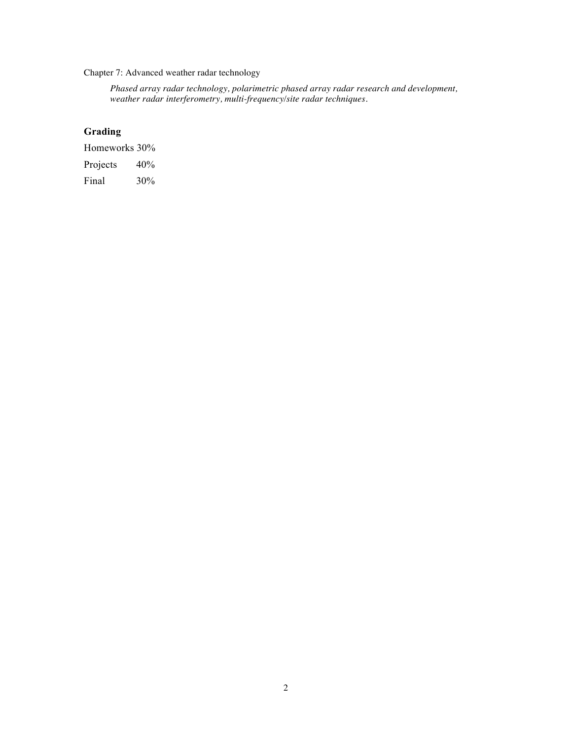Chapter 7: Advanced weather radar technology

*Phased array radar technology, polarimetric phased array radar research and development, weather radar interferometry, multi-frequency/site radar techniques.*

## Grading

| | |
|---|---|
| Homeworks | 30% |
| Projects | 40% |
| Final | 30% |